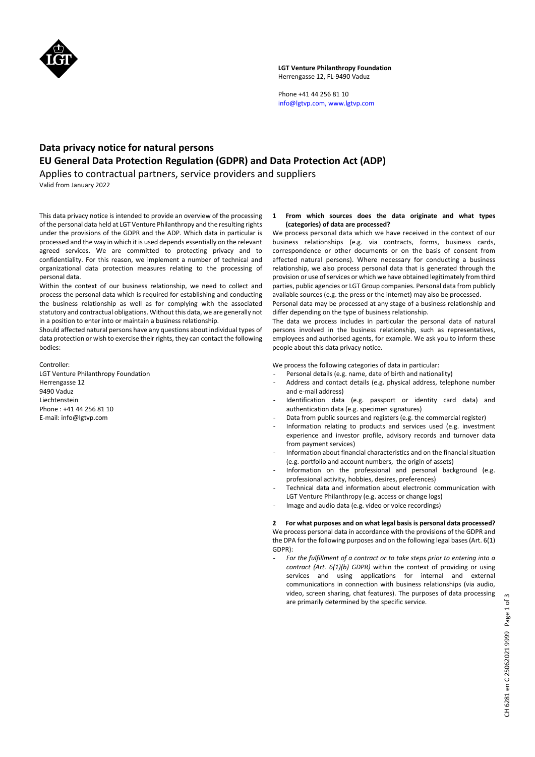**LGT Venture Philanthropy Foundation**
Herrengasse 12, FL-9490 Vaduz

Phone +41 44 256 81 10
info@lgtvp.com, www.lgtvp.com

# Data privacy notice for natural persons
# EU General Data Protection Regulation (GDPR) and Data Protection Act (ADP)

## Applies to contractual partners, service providers and suppliers

Valid from January 2022

This data privacy notice is intended to provide an overview of the processing of the personal data held at LGT Venture Philanthropy and the resulting rights under the provisions of the GDPR and the ADP. Which data in particular is processed and the way in which it is used depends essentially on the relevant agreed services. We are committed to protecting privacy and to confidentiality. For this reason, we implement a number of technical and organizational data protection measures relating to the processing of personal data.

Within the context of our business relationship, we need to collect and process the personal data which is required for establishing and conducting the business relationship as well as for complying with the associated statutory and contractual obligations. Without this data, we are generally not in a position to enter into or maintain a business relationship.

Should affected natural persons have any questions about individual types of data protection or wish to exercise their rights, they can contact the following bodies:

Controller:
LGT Venture Philanthropy Foundation
Herrengasse 12
9490 Vaduz
Liechtenstein
Phone : +41 44 256 81 10
E-mail: info@lgtvp.com

### 1 From which sources does the data originate and what types (categories) of data are processed?

We process personal data which we have received in the context of our business relationships (e.g. via contracts, forms, business cards, correspondence or other documents or on the basis of consent from affected natural persons). Where necessary for conducting a business relationship, we also process personal data that is generated through the provision or use of services or which we have obtained legitimately from third parties, public agencies or LGT Group companies. Personal data from publicly available sources (e.g. the press or the internet) may also be processed.

Personal data may be processed at any stage of a business relationship and differ depending on the type of business relationship.

The data we process includes in particular the personal data of natural persons involved in the business relationship, such as representatives, employees and authorised agents, for example. We ask you to inform these people about this data privacy notice.

We process the following categories of data in particular:

- Personal details (e.g. name, date of birth and nationality)
- Address and contact details (e.g. physical address, telephone number and e-mail address)
- Identification data (e.g. passport or identity card data) and authentication data (e.g. specimen signatures)
- Data from public sources and registers (e.g. the commercial register)
- Information relating to products and services used (e.g. investment experience and investor profile, advisory records and turnover data from payment services)
- Information about financial characteristics and on the financial situation (e.g. portfolio and account numbers, the origin of assets)
- Information on the professional and personal background (e.g. professional activity, hobbies, desires, preferences)
- Technical data and information about electronic communication with LGT Venture Philanthropy (e.g. access or change logs)
- Image and audio data (e.g. video or voice recordings)

### 2 For what purposes and on what legal basis is personal data processed?

We process personal data in accordance with the provisions of the GDPR and the DPA for the following purposes and on the following legal bases (Art. 6(1) GDPR):

- *For the fulfillment of a contract or to take steps prior to entering into a contract (Art. 6(1)(b) GDPR)* within the context of providing or using services and using applications for internal and external communications in connection with business relationships (via audio, video, screen sharing, chat features). The purposes of data processing are primarily determined by the specific service.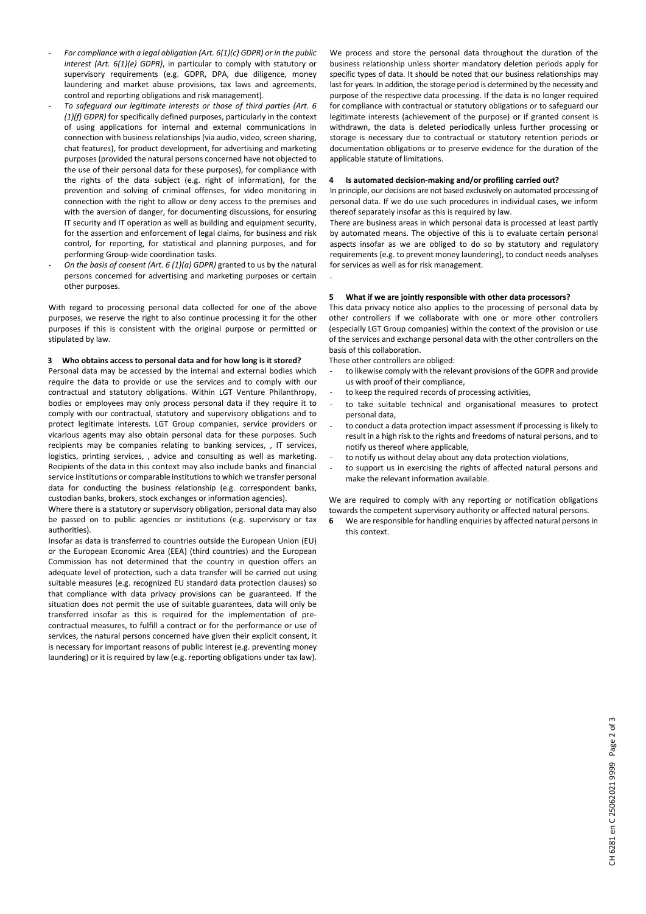- *For compliance with a legal obligation (Art. 6(1)(c) GDPR) or in the public interest (Art. 6(1)(e) GDPR)*, in particular to comply with statutory or supervisory requirements (e.g. GDPR, DPA, due diligence, money laundering and market abuse provisions, tax laws and agreements, control and reporting obligations and risk management).
- *To safeguard our legitimate interests or those of third parties (Art. 6 (1)(f) GDPR)* for specifically defined purposes, particularly in the context of using applications for internal and external communications in connection with business relationships (via audio, video, screen sharing, chat features), for product development, for advertising and marketing purposes (provided the natural persons concerned have not objected to the use of their personal data for these purposes), for compliance with the rights of the data subject (e.g. right of information), for the prevention and solving of criminal offenses, for video monitoring in connection with the right to allow or deny access to the premises and with the aversion of danger, for documenting discussions, for ensuring IT security and IT operation as well as building and equipment security, for the assertion and enforcement of legal claims, for business and risk control, for reporting, for statistical and planning purposes, and for performing Group-wide coordination tasks.
- *On the basis of consent (Art. 6 (1)(a) GDPR)* granted to us by the natural persons concerned for advertising and marketing purposes or certain other purposes.

With regard to processing personal data collected for one of the above purposes, we reserve the right to also continue processing it for the other purposes if this is consistent with the original purpose or permitted or stipulated by law.

## 3 Who obtains access to personal data and for how long is it stored?

Personal data may be accessed by the internal and external bodies which require the data to provide or use the services and to comply with our contractual and statutory obligations. Within LGT Venture Philanthropy, bodies or employees may only process personal data if they require it to comply with our contractual, statutory and supervisory obligations and to protect legitimate interests. LGT Group companies, service providers or vicarious agents may also obtain personal data for these purposes. Such recipients may be companies relating to banking services, , IT services, logistics, printing services, , advice and consulting as well as marketing. Recipients of the data in this context may also include banks and financial service institutions or comparable institutions to which we transfer personal data for conducting the business relationship (e.g. correspondent banks, custodian banks, brokers, stock exchanges or information agencies).

Where there is a statutory or supervisory obligation, personal data may also be passed on to public agencies or institutions (e.g. supervisory or tax authorities).

Insofar as data is transferred to countries outside the European Union (EU) or the European Economic Area (EEA) (third countries) and the European Commission has not determined that the country in question offers an adequate level of protection, such a data transfer will be carried out using suitable measures (e.g. recognized EU standard data protection clauses) so that compliance with data privacy provisions can be guaranteed. If the situation does not permit the use of suitable guarantees, data will only be transferred insofar as this is required for the implementation of pre-contractual measures, to fulfill a contract or for the performance or use of services, the natural persons concerned have given their explicit consent, it is necessary for important reasons of public interest (e.g. preventing money laundering) or it is required by law (e.g. reporting obligations under tax law).

We process and store the personal data throughout the duration of the business relationship unless shorter mandatory deletion periods apply for specific types of data. It should be noted that our business relationships may last for years. In addition, the storage period is determined by the necessity and purpose of the respective data processing. If the data is no longer required for compliance with contractual or statutory obligations or to safeguard our legitimate interests (achievement of the purpose) or if granted consent is withdrawn, the data is deleted periodically unless further processing or storage is necessary due to contractual or statutory retention periods or documentation obligations or to preserve evidence for the duration of the applicable statute of limitations.

## 4 Is automated decision-making and/or profiling carried out?

In principle, our decisions are not based exclusively on automated processing of personal data. If we do use such procedures in individual cases, we inform thereof separately insofar as this is required by law.

There are business areas in which personal data is processed at least partly by automated means. The objective of this is to evaluate certain personal aspects insofar as we are obliged to do so by statutory and regulatory requirements (e.g. to prevent money laundering), to conduct needs analyses for services as well as for risk management.

.

## 5 What if we are jointly responsible with other data processors?

This data privacy notice also applies to the processing of personal data by other controllers if we collaborate with one or more other controllers (especially LGT Group companies) within the context of the provision or use of the services and exchange personal data with the other controllers on the basis of this collaboration.

These other controllers are obliged:

- to likewise comply with the relevant provisions of the GDPR and provide us with proof of their compliance,
- to keep the required records of processing activities,
- to take suitable technical and organisational measures to protect personal data,
- to conduct a data protection impact assessment if processing is likely to result in a high risk to the rights and freedoms of natural persons, and to notify us thereof where applicable,
- to notify us without delay about any data protection violations,
- to support us in exercising the rights of affected natural persons and make the relevant information available.

We are required to comply with any reporting or notification obligations towards the competent supervisory authority or affected natural persons.

**6** We are responsible for handling enquiries by affected natural persons in this context.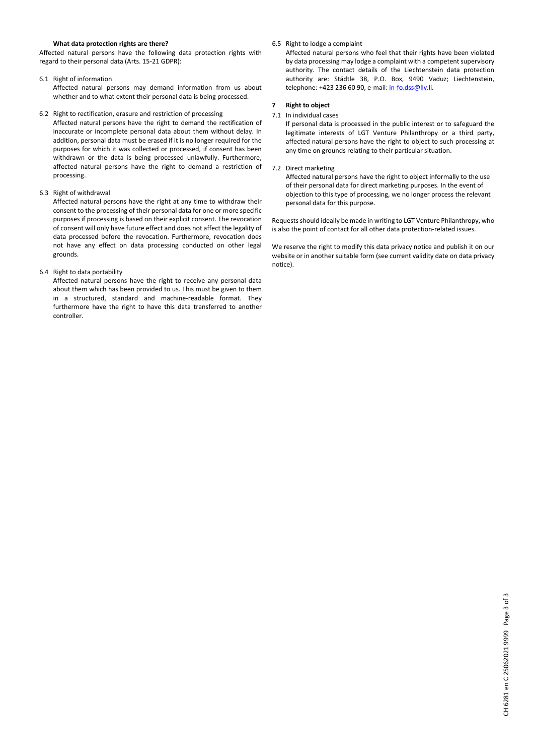### What data protection rights are there?

Affected natural persons have the following data protection rights with regard to their personal data (Arts. 15-21 GDPR):

6.1 Right of information

Affected natural persons may demand information from us about whether and to what extent their personal data is being processed.

6.2 Right to rectification, erasure and restriction of processing

Affected natural persons have the right to demand the rectification of inaccurate or incomplete personal data about them without delay. In addition, personal data must be erased if it is no longer required for the purposes for which it was collected or processed, if consent has been withdrawn or the data is being processed unlawfully. Furthermore, affected natural persons have the right to demand a restriction of processing.

6.3 Right of withdrawal

Affected natural persons have the right at any time to withdraw their consent to the processing of their personal data for one or more specific purposes if processing is based on their explicit consent. The revocation of consent will only have future effect and does not affect the legality of data processed before the revocation. Furthermore, revocation does not have any effect on data processing conducted on other legal grounds.

6.4 Right to data portability

Affected natural persons have the right to receive any personal data about them which has been provided to us. This must be given to them in a structured, standard and machine-readable format. They furthermore have the right to have this data transferred to another controller.

6.5 Right to lodge a complaint

Affected natural persons who feel that their rights have been violated by data processing may lodge a complaint with a competent supervisory authority. The contact details of the Liechtenstein data protection authority are: Städtle 38, P.O. Box, 9490 Vaduz; Liechtenstein, telephone: +423 236 60 90, e-mail: in-fo.dss@llv.li.

## 7 Right to object

7.1 In individual cases

If personal data is processed in the public interest or to safeguard the legitimate interests of LGT Venture Philanthropy or a third party, affected natural persons have the right to object to such processing at any time on grounds relating to their particular situation.

7.2 Direct marketing

Affected natural persons have the right to object informally to the use of their personal data for direct marketing purposes. In the event of objection to this type of processing, we no longer process the relevant personal data for this purpose.

Requests should ideally be made in writing to LGT Venture Philanthropy, who is also the point of contact for all other data protection-related issues.

We reserve the right to modify this data privacy notice and publish it on our website or in another suitable form (see current validity date on data privacy notice).

CH 6281 en C 25062021 9999